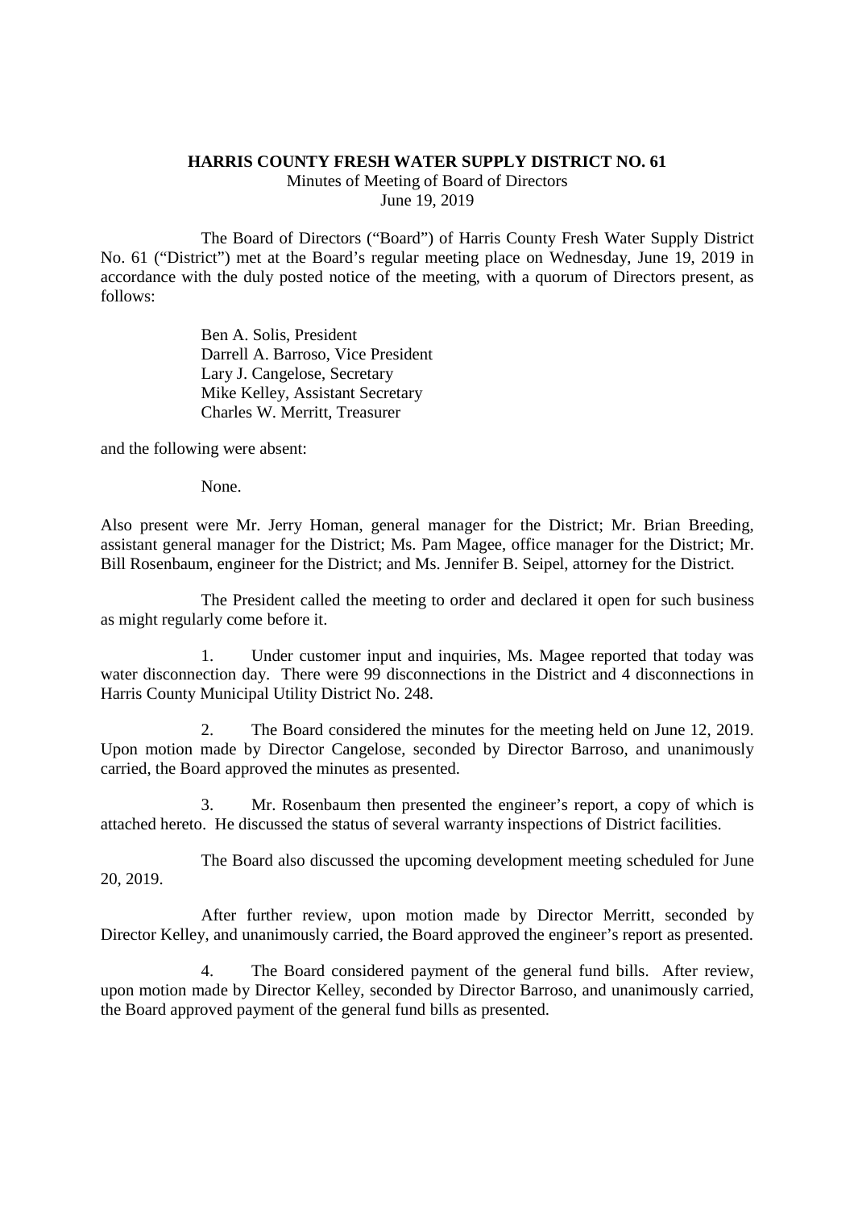**HARRIS COUNTY FRESH WATER SUPPLY DISTRICT NO. 61**

Minutes of Meeting of Board of Directors

June 19, 2019

The Board of Directors ("Board") of Harris County Fresh Water Supply District No. 61 ("District") met at the Board's regular meeting place on Wednesday, June 19, 2019 in accordance with the duly posted notice of the meeting, with a quorum of Directors present, as follows:

Ben A. Solis, President
Darrell A. Barroso, Vice President
Lary J. Cangelose, Secretary
Mike Kelley, Assistant Secretary
Charles W. Merritt, Treasurer

and the following were absent:

None.

Also present were Mr. Jerry Homan, general manager for the District; Mr. Brian Breeding, assistant general manager for the District; Ms. Pam Magee, office manager for the District; Mr. Bill Rosenbaum, engineer for the District; and Ms. Jennifer B. Seipel, attorney for the District.

The President called the meeting to order and declared it open for such business as might regularly come before it.

1. Under customer input and inquiries, Ms. Magee reported that today was water disconnection day. There were 99 disconnections in the District and 4 disconnections in Harris County Municipal Utility District No. 248.

2. The Board considered the minutes for the meeting held on June 12, 2019. Upon motion made by Director Cangelose, seconded by Director Barroso, and unanimously carried, the Board approved the minutes as presented.

3. Mr. Rosenbaum then presented the engineer's report, a copy of which is attached hereto. He discussed the status of several warranty inspections of District facilities.

The Board also discussed the upcoming development meeting scheduled for June 20, 2019.

After further review, upon motion made by Director Merritt, seconded by Director Kelley, and unanimously carried, the Board approved the engineer's report as presented.

4. The Board considered payment of the general fund bills. After review, upon motion made by Director Kelley, seconded by Director Barroso, and unanimously carried, the Board approved payment of the general fund bills as presented.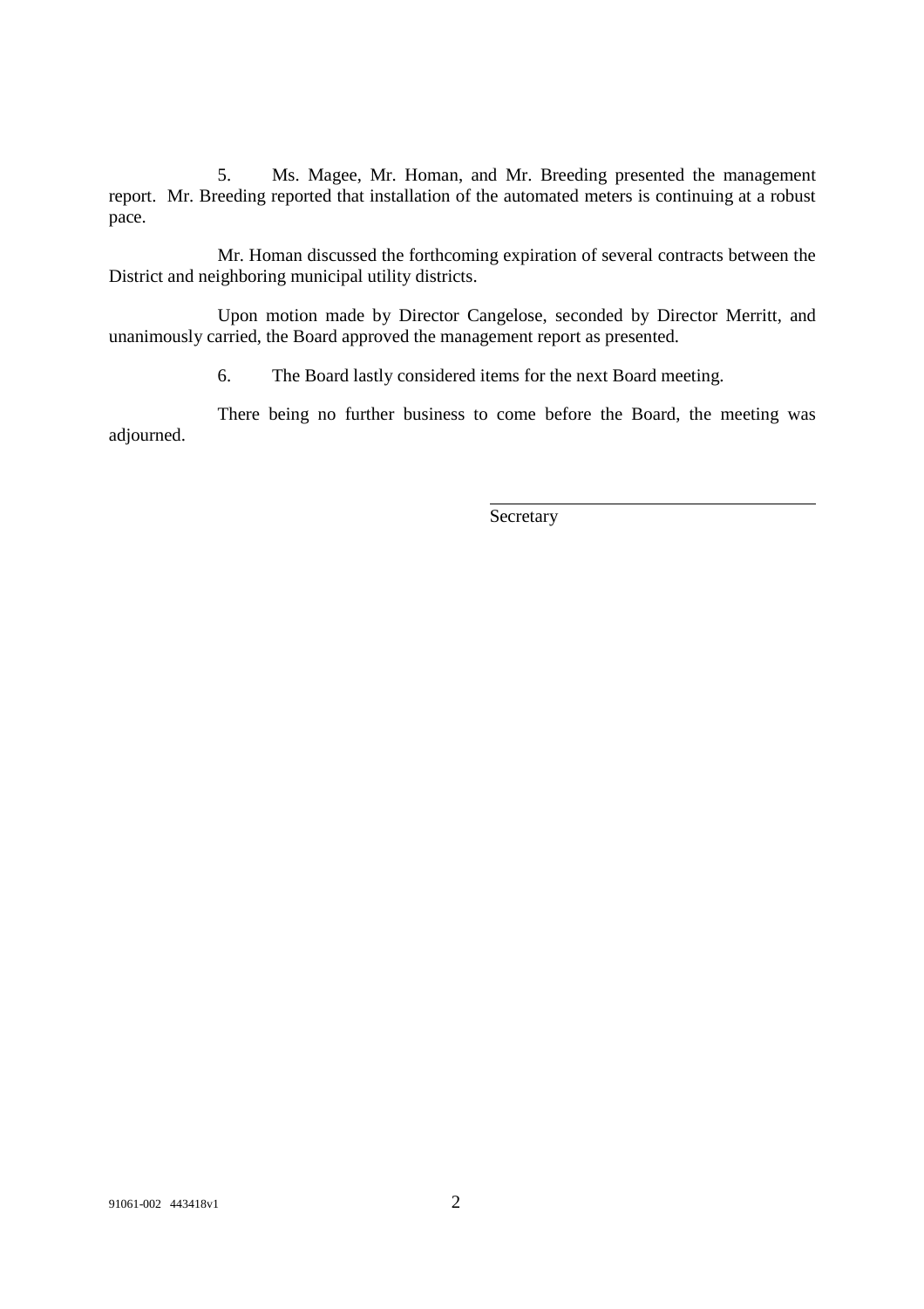5. Ms. Magee, Mr. Homan, and Mr. Breeding presented the management report. Mr. Breeding reported that installation of the automated meters is continuing at a robust pace.

Mr. Homan discussed the forthcoming expiration of several contracts between the District and neighboring municipal utility districts.

Upon motion made by Director Cangelose, seconded by Director Merritt, and unanimously carried, the Board approved the management report as presented.

6. The Board lastly considered items for the next Board meeting.

There being no further business to come before the Board, the meeting was adjourned.

\_\_\_\_\_\_\_\_\_\_\_\_\_\_\_\_\_\_\_\_\_\_\_\_\_\_\_\_\_\_\_\_\_\_\_\_
Secretary

91061-002 443418v1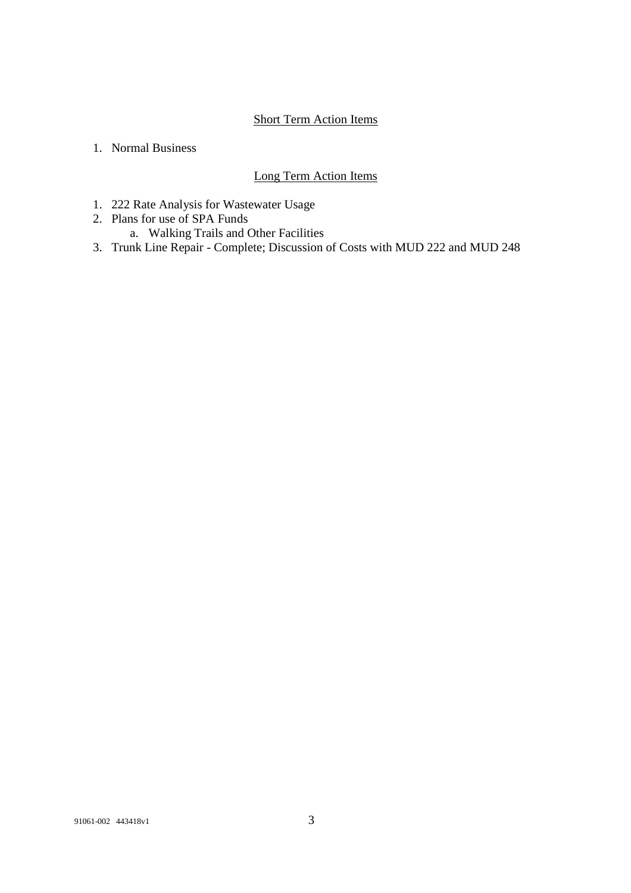## Short Term Action Items

1. Normal Business

## Long Term Action Items

1. 222 Rate Analysis for Wastewater Usage
2. Plans for use of SPA Funds
    a. Walking Trails and Other Facilities
3. Trunk Line Repair - Complete; Discussion of Costs with MUD 222 and MUD 248

91061-002 443418v1